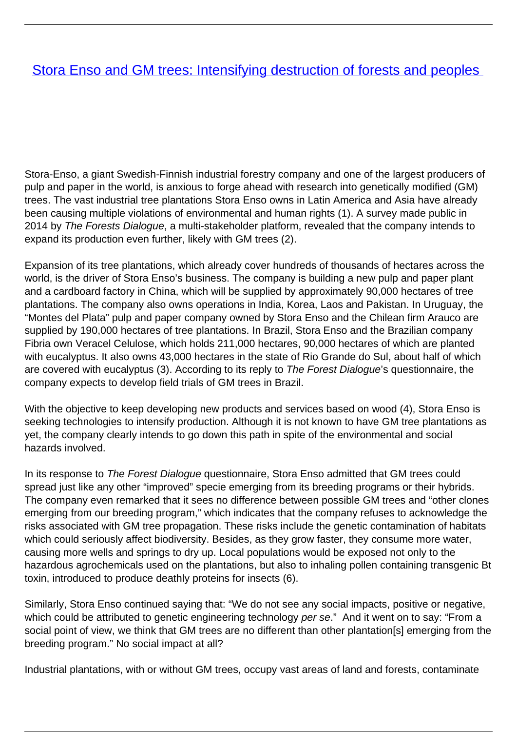# [Stora Enso and GM trees: Intensifying destruction of forests and peoples](#)

Stora-Enso, a giant Swedish-Finnish industrial forestry company and one of the largest producers of pulp and paper in the world, is anxious to forge ahead with research into genetically modified (GM) trees. The vast industrial tree plantations Stora Enso owns in Latin America and Asia have already been causing multiple violations of environmental and human rights (1). A survey made public in 2014 by *The Forests Dialogue*, a multi-stakeholder platform, revealed that the company intends to expand its production even further, likely with GM trees (2).

Expansion of its tree plantations, which already cover hundreds of thousands of hectares across the world, is the driver of Stora Enso's business. The company is building a new pulp and paper plant and a cardboard factory in China, which will be supplied by approximately 90,000 hectares of tree plantations. The company also owns operations in India, Korea, Laos and Pakistan. In Uruguay, the "Montes del Plata" pulp and paper company owned by Stora Enso and the Chilean firm Arauco are supplied by 190,000 hectares of tree plantations. In Brazil, Stora Enso and the Brazilian company Fibria own Veracel Celulose, which holds 211,000 hectares, 90,000 hectares of which are planted with eucalyptus. It also owns 43,000 hectares in the state of Rio Grande do Sul, about half of which are covered with eucalyptus (3). According to its reply to *The Forest Dialogue*'s questionnaire, the company expects to develop field trials of GM trees in Brazil.

With the objective to keep developing new products and services based on wood (4), Stora Enso is seeking technologies to intensify production. Although it is not known to have GM tree plantations as yet, the company clearly intends to go down this path in spite of the environmental and social hazards involved.

In its response to *The Forest Dialogue* questionnaire, Stora Enso admitted that GM trees could spread just like any other "improved" specie emerging from its breeding programs or their hybrids. The company even remarked that it sees no difference between possible GM trees and "other clones emerging from our breeding program," which indicates that the company refuses to acknowledge the risks associated with GM tree propagation. These risks include the genetic contamination of habitats which could seriously affect biodiversity. Besides, as they grow faster, they consume more water, causing more wells and springs to dry up. Local populations would be exposed not only to the hazardous agrochemicals used on the plantations, but also to inhaling pollen containing transgenic Bt toxin, introduced to produce deathly proteins for insects (6).

Similarly, Stora Enso continued saying that: "We do not see any social impacts, positive or negative, which could be attributed to genetic engineering technology *per se*." And it went on to say: "From a social point of view, we think that GM trees are no different than other plantation[s] emerging from the breeding program." No social impact at all?

Industrial plantations, with or without GM trees, occupy vast areas of land and forests, contaminate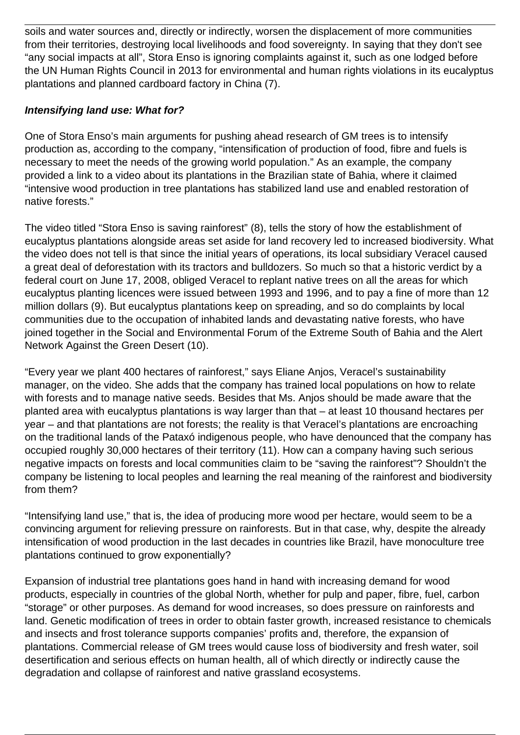soils and water sources and, directly or indirectly, worsen the displacement of more communities from their territories, destroying local livelihoods and food sovereignty. In saying that they don't see "any social impacts at all", Stora Enso is ignoring complaints against it, such as one lodged before the UN Human Rights Council in 2013 for environmental and human rights violations in its eucalyptus plantations and planned cardboard factory in China (7).

***Intensifying land use: What for?***

One of Stora Enso's main arguments for pushing ahead research of GM trees is to intensify production as, according to the company, "intensification of production of food, fibre and fuels is necessary to meet the needs of the growing world population." As an example, the company provided a link to a video about its plantations in the Brazilian state of Bahia, where it claimed "intensive wood production in tree plantations has stabilized land use and enabled restoration of native forests."

The video titled "Stora Enso is saving rainforest" (8), tells the story of how the establishment of eucalyptus plantations alongside areas set aside for land recovery led to increased biodiversity. What the video does not tell is that since the initial years of operations, its local subsidiary Veracel caused a great deal of deforestation with its tractors and bulldozers. So much so that a historic verdict by a federal court on June 17, 2008, obliged Veracel to replant native trees on all the areas for which eucalyptus planting licences were issued between 1993 and 1996, and to pay a fine of more than 12 million dollars (9). But eucalyptus plantations keep on spreading, and so do complaints by local communities due to the occupation of inhabited lands and devastating native forests, who have joined together in the Social and Environmental Forum of the Extreme South of Bahia and the Alert Network Against the Green Desert (10).

"Every year we plant 400 hectares of rainforest," says Eliane Anjos, Veracel's sustainability manager, on the video. She adds that the company has trained local populations on how to relate with forests and to manage native seeds. Besides that Ms. Anjos should be made aware that the planted area with eucalyptus plantations is way larger than that – at least 10 thousand hectares per year – and that plantations are not forests; the reality is that Veracel's plantations are encroaching on the traditional lands of the Pataxó indigenous people, who have denounced that the company has occupied roughly 30,000 hectares of their territory (11). How can a company having such serious negative impacts on forests and local communities claim to be "saving the rainforest"? Shouldn't the company be listening to local peoples and learning the real meaning of the rainforest and biodiversity from them?

"Intensifying land use," that is, the idea of producing more wood per hectare, would seem to be a convincing argument for relieving pressure on rainforests. But in that case, why, despite the already intensification of wood production in the last decades in countries like Brazil, have monoculture tree plantations continued to grow exponentially?

Expansion of industrial tree plantations goes hand in hand with increasing demand for wood products, especially in countries of the global North, whether for pulp and paper, fibre, fuel, carbon "storage" or other purposes. As demand for wood increases, so does pressure on rainforests and land. Genetic modification of trees in order to obtain faster growth, increased resistance to chemicals and insects and frost tolerance supports companies' profits and, therefore, the expansion of plantations. Commercial release of GM trees would cause loss of biodiversity and fresh water, soil desertification and serious effects on human health, all of which directly or indirectly cause the degradation and collapse of rainforest and native grassland ecosystems.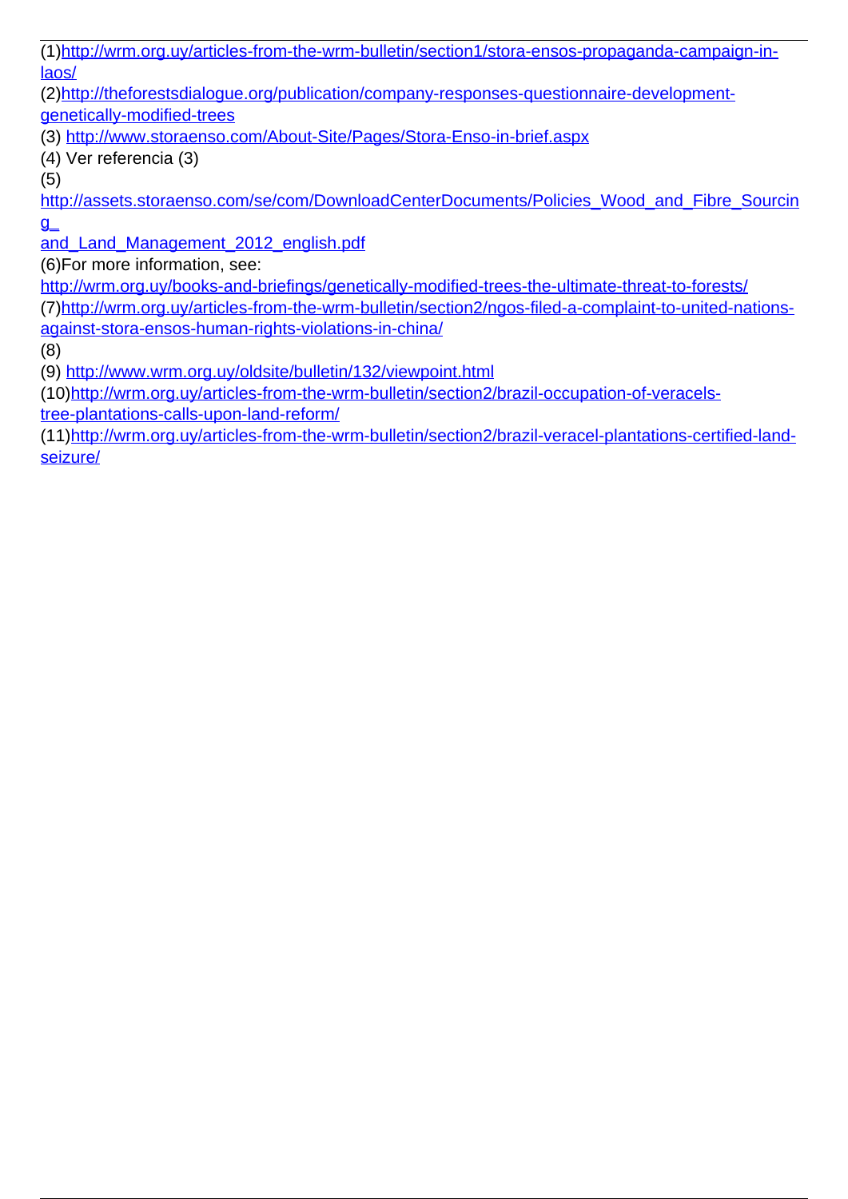(1)http://wrm.org.uy/articles-from-the-wrm-bulletin/section1/stora-ensos-propaganda-campaign-in-laos/

(2)http://theforestsdialogue.org/publication/company-responses-questionnaire-development-genetically-modified-trees

(3) http://www.storaenso.com/About-Site/Pages/Stora-Enso-in-brief.aspx

(4) Ver referencia (3)

(5) http://assets.storaenso.com/se/com/DownloadCenterDocuments/Policies_Wood_and_Fibre_Sourcing_and_Land_Management_2012_english.pdf

(6)For more information, see: http://wrm.org.uy/books-and-briefings/genetically-modified-trees-the-ultimate-threat-to-forests/

(7)http://wrm.org.uy/articles-from-the-wrm-bulletin/section2/ngos-filed-a-complaint-to-united-nations-against-stora-ensos-human-rights-violations-in-china/

(8)

(9) http://www.wrm.org.uy/oldsite/bulletin/132/viewpoint.html

(10)http://wrm.org.uy/articles-from-the-wrm-bulletin/section2/brazil-occupation-of-veracels-tree-plantations-calls-upon-land-reform/

(11)http://wrm.org.uy/articles-from-the-wrm-bulletin/section2/brazil-veracel-plantations-certified-land-seizure/